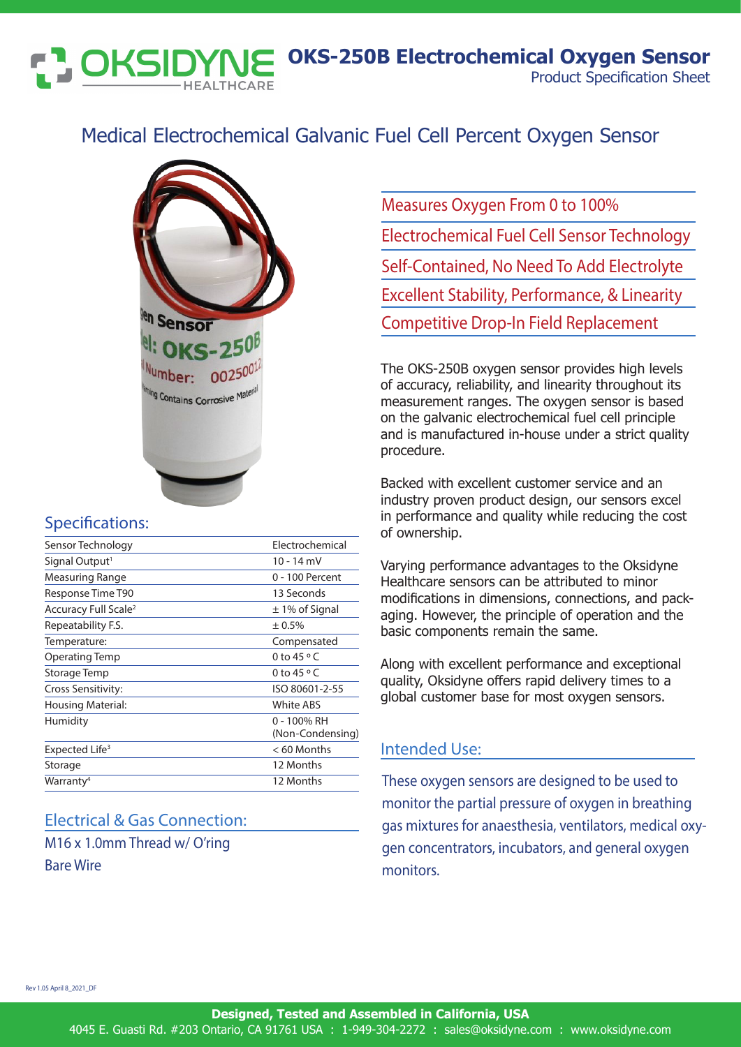# OKSIDYNE HEALTHCARE

## OKS-250B Electrochemical Oxygen Sensor

Product Specification Sheet

# Medical Electrochemical Galvanic Fuel Cell Percent Oxygen Sensor

Measures Oxygen From 0 to 100%

Electrochemical Fuel Cell Sensor Technology

Self-Contained, No Need To Add Electrolyte

Excellent Stability, Performance, & Linearity

Competitive Drop-In Field Replacement

The OKS-250B oxygen sensor provides high levels of accuracy, reliability, and linearity throughout its measurement ranges. The oxygen sensor is based on the galvanic electrochemical fuel cell principle and is manufactured in-house under a strict quality procedure.

Backed with excellent customer service and an industry proven product design, our sensors excel in performance and quality while reducing the cost of ownership.

Varying performance advantages to the Oksidyne Healthcare sensors can be attributed to minor modifications in dimensions, connections, and packaging. However, the principle of operation and the basic components remain the same.

Along with excellent performance and exceptional quality, Oksidyne offers rapid delivery times to a global customer base for most oxygen sensors.

## Specifications:

| | |
|---|---|
| Sensor Technology | Electrochemical |
| Signal Output[1] | 10 - 14 mV |
| Measuring Range | 0 - 100 Percent |
| Response Time T90 | 13 Seconds |
| Accuracy Full Scale[2] | ± 1% of Signal |
| Repeatability F.S. | ± 0.5% |
| Temperature: | Compensated |
| Operating Temp | 0 to 45 ° C |
| Storage Temp | 0 to 45 ° C |
| Cross Sensitivity: | ISO 80601-2-55 |
| Housing Material: | White ABS |
| Humidity | 0 - 100% RH (Non-Condensing) |
| Expected Life[3] | < 60 Months |
| Storage | 12 Months |
| Warranty[4] | 12 Months |

## Electrical & Gas Connection:

M16 x 1.0mm Thread w/ O'ring

Bare Wire

## Intended Use:

These oxygen sensors are designed to be used to monitor the partial pressure of oxygen in breathing gas mixtures for anaesthesia, ventilators, medical oxygen concentrators, incubators, and general oxygen monitors.

Rev 1.05 April 8_2021_DF

**Designed, Tested and Assembled in California, USA**

4045 E. Guasti Rd. #203 Ontario, CA 91761 USA : 1-949-304-2272 : sales@oksidyne.com : www.oksidyne.com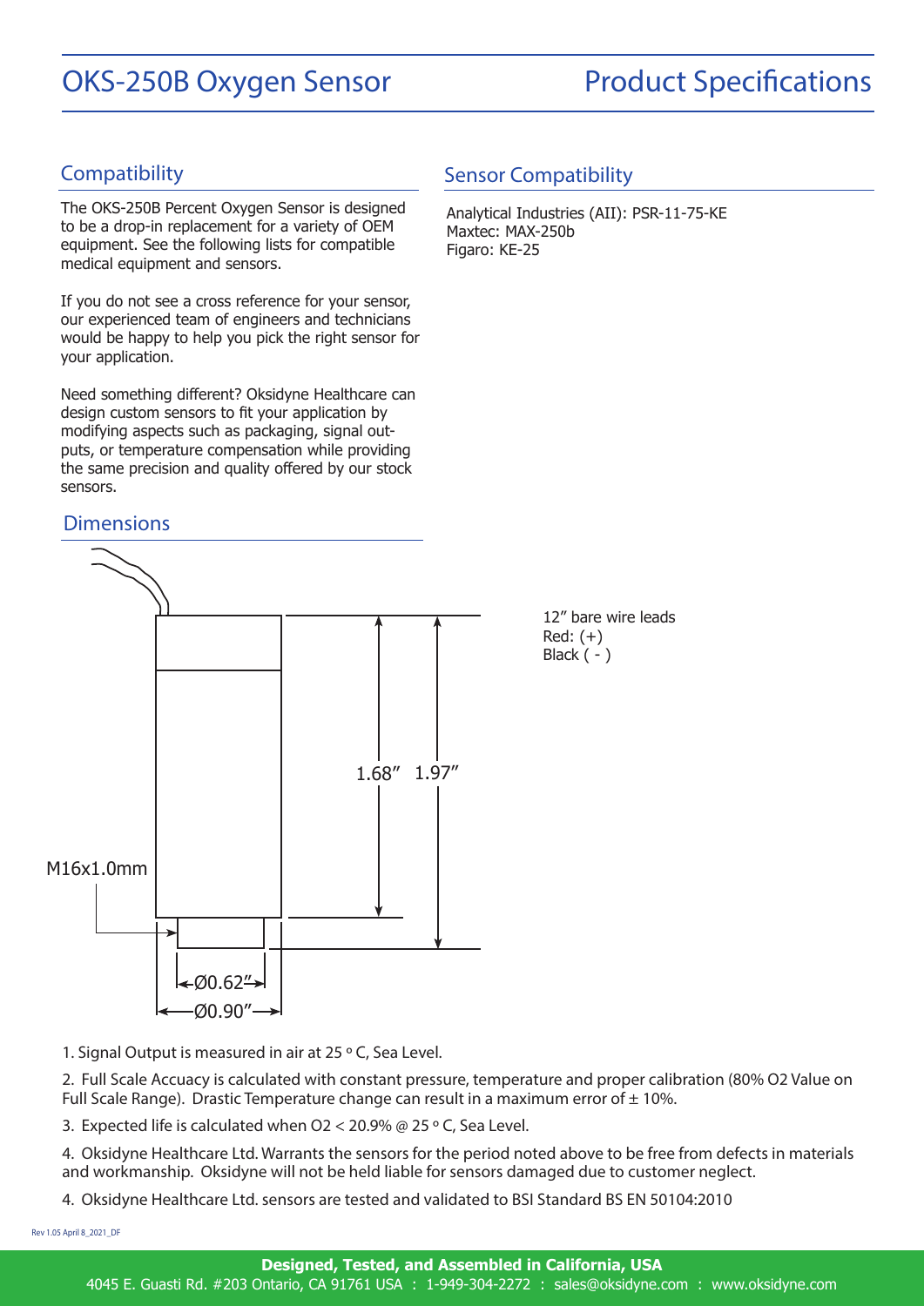# OKS-250B Oxygen Sensor

# Product Specifications

## Compatibility

The OKS-250B Percent Oxygen Sensor is designed to be a drop-in replacement for a variety of OEM equipment. See the following lists for compatible medical equipment and sensors.

If you do not see a cross reference for your sensor, our experienced team of engineers and technicians would be happy to help you pick the right sensor for your application.

Need something different? Oksidyne Healthcare can design custom sensors to fit your application by modifying aspects such as packaging, signal outputs, or temperature compensation while providing the same precision and quality offered by our stock sensors.

## Sensor Compatibility

Analytical Industries (AII): PSR-11-75-KE
Maxtec: MAX-250b
Figaro: KE-25

## Dimensions

1.68″
1.97″
M16x1.0mm
Ø0.62″
Ø0.90″

12″ bare wire leads
Red: (+)
Black ( - )

1. Signal Output is measured in air at 25 º C, Sea Level.

2. Full Scale Accuacy is calculated with constant pressure, temperature and proper calibration (80% O2 Value on Full Scale Range). Drastic Temperature change can result in a maximum error of ± 10%.

3. Expected life is calculated when O2 < 20.9% @ 25 º C, Sea Level.

4. Oksidyne Healthcare Ltd. Warrants the sensors for the period noted above to be free from defects in materials and workmanship. Oksidyne will not be held liable for sensors damaged due to customer neglect.

4. Oksidyne Healthcare Ltd. sensors are tested and validated to BSI Standard BS EN 50104:2010

Rev 1.05 April 8_2021_DF

**Designed, Tested, and Assembled in California, USA**

4045 E. Guasti Rd. #203 Ontario, CA 91761 USA : 1-949-304-2272 : sales@oksidyne.com : www.oksidyne.com